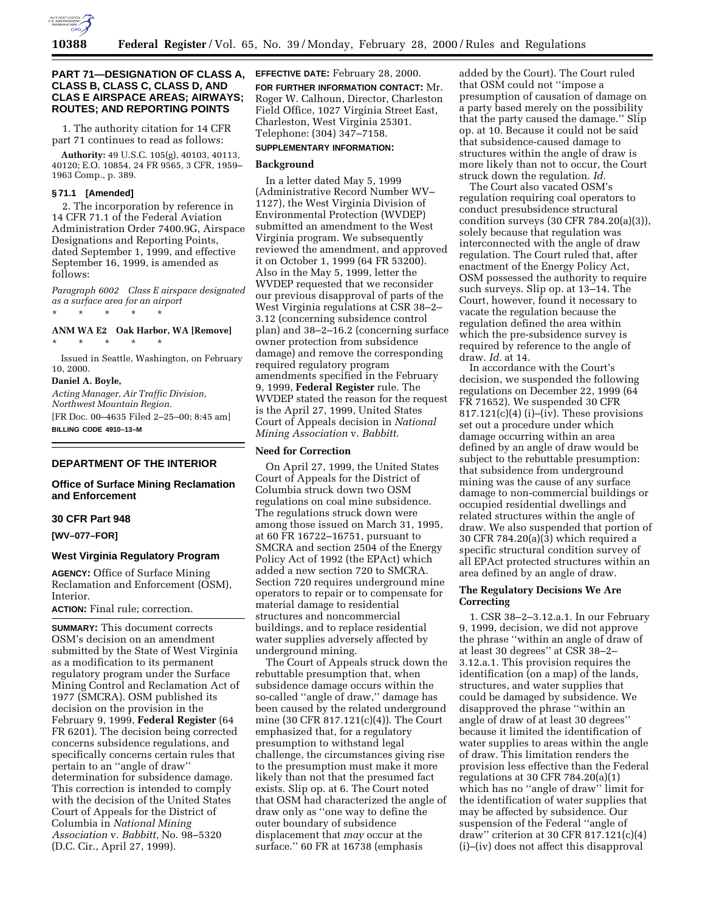## PART 71—DESIGNATION OF CLASS A, CLASS B, CLASS C, CLASS D, AND CLAS E AIRSPACE AREAS; AIRWAYS; ROUTES; AND REPORTING POINTS

1. The authority citation for 14 CFR part 71 continues to read as follows:

**Authority:** 49 U.S.C. 105(g), 40103, 40113, 40120; E.O. 10854, 24 FR 9565, 3 CFR, 1959–1963 Comp., p. 389.

### § 71.1 [Amended]

2. The incorporation by reference in 14 CFR 71.1 of the Federal Aviation Administration Order 7400.9G, Airspace Designations and Reporting Points, dated September 1, 1999, and effective September 16, 1999, is amended as follows:

*Paragraph 6002 Class E airspace designated as a surface area for an airport*

\* \* \* \* \*

**ANM WA E2 Oak Harbor, WA [Remove]**

\* \* \* \* \*

Issued in Seattle, Washington, on February 10, 2000.

**Daniel A. Boyle,**

*Acting Manager, Air Traffic Division, Northwest Mountain Region.*

[FR Doc. 00–4635 Filed 2–25–00; 8:45 am]

**BILLING CODE 4910–13–M**

---

## DEPARTMENT OF THE INTERIOR

### Office of Surface Mining Reclamation and Enforcement

### 30 CFR Part 948

### [WV–077–FOR]

### West Virginia Regulatory Program

**AGENCY:** Office of Surface Mining Reclamation and Enforcement (OSM), Interior.

**ACTION:** Final rule; correction.

**SUMMARY:** This document corrects OSM's decision on an amendment submitted by the State of West Virginia as a modification to its permanent regulatory program under the Surface Mining Control and Reclamation Act of 1977 (SMCRA). OSM published its decision on the provision in the February 9, 1999, **Federal Register** (64 FR 6201). The decision being corrected concerns subsidence regulations, and specifically concerns certain rules that pertain to an ''angle of draw'' determination for subsidence damage. This correction is intended to comply with the decision of the United States Court of Appeals for the District of Columbia in *National Mining Association* v. *Babbitt,* No. 98–5320 (D.C. Cir., April 27, 1999).

**EFFECTIVE DATE:** February 28, 2000.

**FOR FURTHER INFORMATION CONTACT:** Mr. Roger W. Calhoun, Director, Charleston Field Office, 1027 Virginia Street East, Charleston, West Virginia 25301. Telephone: (304) 347–7158.

**SUPPLEMENTARY INFORMATION:**

### Background

In a letter dated May 5, 1999 (Administrative Record Number WV–1127), the West Virginia Division of Environmental Protection (WVDEP) submitted an amendment to the West Virginia program. We subsequently reviewed the amendment, and approved it on October 1, 1999 (64 FR 53200). Also in the May 5, 1999, letter the WVDEP requested that we reconsider our previous disapproval of parts of the West Virginia regulations at CSR 38–2–3.12 (concerning subsidence control plan) and 38–2–16.2 (concerning surface owner protection from subsidence damage) and remove the corresponding required regulatory program amendments specified in the February 9, 1999, **Federal Register** rule. The WVDEP stated the reason for the request is the April 27, 1999, United States Court of Appeals decision in *National Mining Association* v. *Babbitt.*

### Need for Correction

On April 27, 1999, the United States Court of Appeals for the District of Columbia struck down two OSM regulations on coal mine subsidence. The regulations struck down were among those issued on March 31, 1995, at 60 FR 16722–16751, pursuant to SMCRA and section 2504 of the Energy Policy Act of 1992 (the EPAct) which added a new section 720 to SMCRA. Section 720 requires underground mine operators to repair or to compensate for material damage to residential structures and noncommercial buildings, and to replace residential water supplies adversely affected by underground mining.

The Court of Appeals struck down the rebuttable presumption that, when subsidence damage occurs within the so-called ''angle of draw,'' damage has been caused by the related underground mine (30 CFR 817.121(c)(4)). The Court emphasized that, for a regulatory presumption to withstand legal challenge, the circumstances giving rise to the presumption must make it more likely than not that the presumed fact exists. Slip op. at 6. The Court noted that OSM had characterized the angle of draw only as ''one way to define the outer boundary of subsidence displacement that *may* occur at the surface.'' 60 FR at 16738 (emphasis added by the Court). The Court ruled that OSM could not ''impose a presumption of causation of damage on a party based merely on the possibility that the party caused the damage.'' Slip op. at 10. Because it could not be said that subsidence-caused damage to structures within the angle of draw is more likely than not to occur, the Court struck down the regulation. *Id.*

The Court also vacated OSM's regulation requiring coal operators to conduct presubsidence structural condition surveys (30 CFR 784.20(a)(3)), solely because that regulation was interconnected with the angle of draw regulation. The Court ruled that, after enactment of the Energy Policy Act, OSM possessed the authority to require such surveys. Slip op. at 13–14. The Court, however, found it necessary to vacate the regulation because the regulation defined the area within which the pre-subsidence survey is required by reference to the angle of draw. *Id.* at 14.

In accordance with the Court's decision, we suspended the following regulations on December 22, 1999 (64 FR 71652). We suspended 30 CFR 817.121(c)(4) (i)–(iv). These provisions set out a procedure under which damage occurring within an area defined by an angle of draw would be subject to the rebuttable presumption: that subsidence from underground mining was the cause of any surface damage to non-commercial buildings or occupied residential dwellings and related structures within the angle of draw. We also suspended that portion of 30 CFR 784.20(a)(3) which required a specific structural condition survey of all EPAct protected structures within an area defined by an angle of draw.

### The Regulatory Decisions We Are Correcting

1. CSR 38–2–3.12.a.1. In our February 9, 1999, decision, we did not approve the phrase ''within an angle of draw of at least 30 degrees'' at CSR 38–2–3.12.a.1. This provision requires the identification (on a map) of the lands, structures, and water supplies that could be damaged by subsidence. We disapproved the phrase ''within an angle of draw of at least 30 degrees'' because it limited the identification of water supplies to areas within the angle of draw. This limitation renders the provision less effective than the Federal regulations at 30 CFR 784.20(a)(1) which has no ''angle of draw'' limit for the identification of water supplies that may be affected by subsidence. Our suspension of the Federal ''angle of draw'' criterion at 30 CFR 817.121(c)(4) (i)–(iv) does not affect this disapproval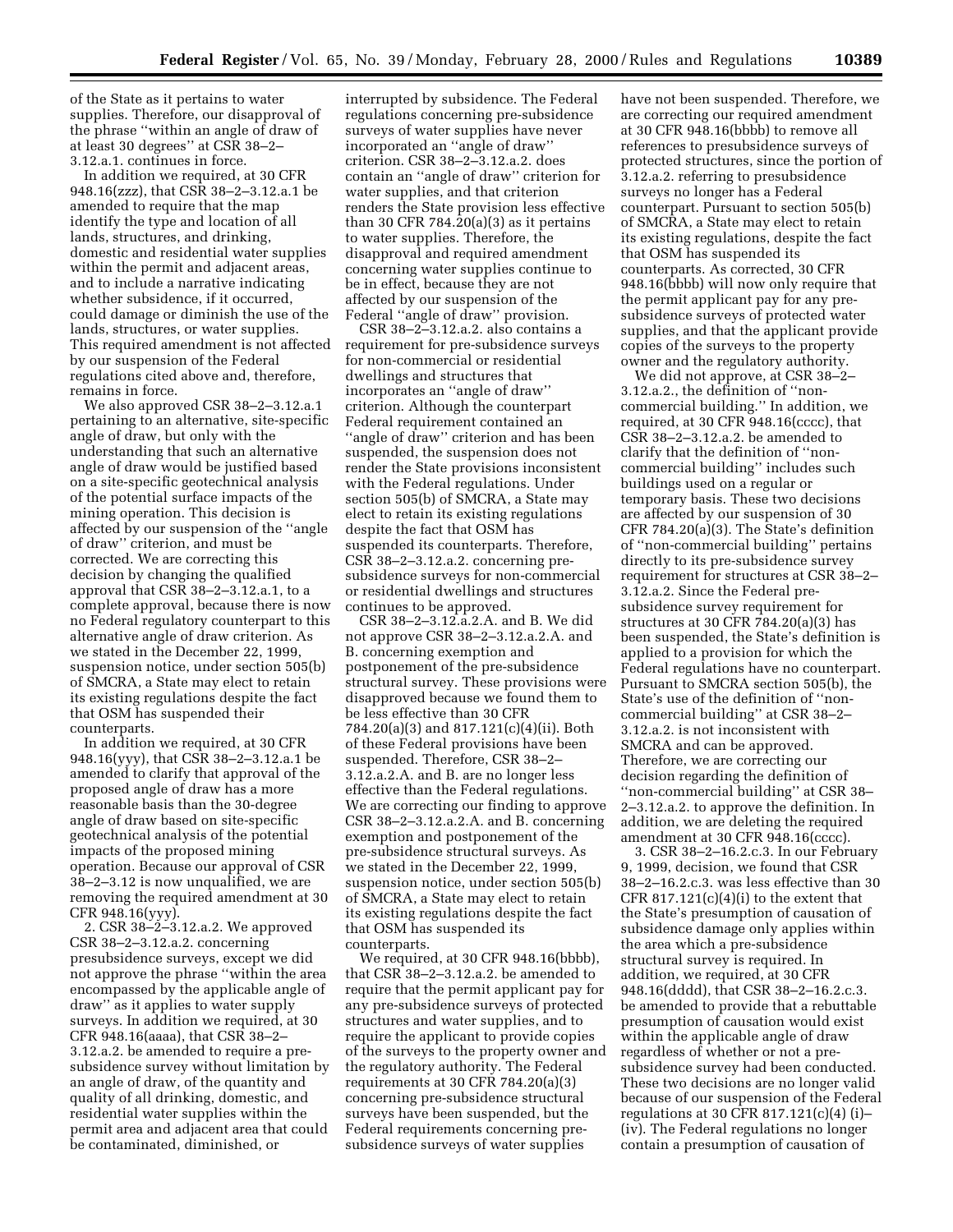of the State as it pertains to water supplies. Therefore, our disapproval of the phrase ''within an angle of draw of at least 30 degrees'' at CSR 38–2–3.12.a.1. continues in force.

In addition we required, at 30 CFR 948.16(zzz), that CSR 38–2–3.12.a.1 be amended to require that the map identify the type and location of all lands, structures, and drinking, domestic and residential water supplies within the permit and adjacent areas, and to include a narrative indicating whether subsidence, if it occurred, could damage or diminish the use of the lands, structures, or water supplies. This required amendment is not affected by our suspension of the Federal regulations cited above and, therefore, remains in force.

We also approved CSR 38–2–3.12.a.1 pertaining to an alternative, site-specific angle of draw, but only with the understanding that such an alternative angle of draw would be justified based on a site-specific geotechnical analysis of the potential surface impacts of the mining operation. This decision is affected by our suspension of the ''angle of draw'' criterion, and must be corrected. We are correcting this decision by changing the qualified approval that CSR 38–2–3.12.a.1, to a complete approval, because there is now no Federal regulatory counterpart to this alternative angle of draw criterion. As we stated in the December 22, 1999, suspension notice, under section 505(b) of SMCRA, a State may elect to retain its existing regulations despite the fact that OSM has suspended their counterparts.

In addition we required, at 30 CFR 948.16(yyy), that CSR 38–2–3.12.a.1 be amended to clarify that approval of the proposed angle of draw has a more reasonable basis than the 30-degree angle of draw based on site-specific geotechnical analysis of the potential impacts of the proposed mining operation. Because our approval of CSR 38–2–3.12 is now unqualified, we are removing the required amendment at 30 CFR 948.16(yyy).

2. CSR 38–2–3.12.a.2. We approved CSR 38–2–3.12.a.2. concerning presubsidence surveys, except we did not approve the phrase ''within the area encompassed by the applicable angle of draw'' as it applies to water supply surveys. In addition we required, at 30 CFR 948.16(aaaa), that CSR 38–2–3.12.a.2. be amended to require a pre-subsidence survey without limitation by an angle of draw, of the quantity and quality of all drinking, domestic, and residential water supplies within the permit area and adjacent area that could be contaminated, diminished, or interrupted by subsidence. The Federal regulations concerning pre-subsidence surveys of water supplies have never incorporated an ''angle of draw'' criterion. CSR 38–2–3.12.a.2. does contain an ''angle of draw'' criterion for water supplies, and that criterion renders the State provision less effective than 30 CFR 784.20(a)(3) as it pertains to water supplies. Therefore, the disapproval and required amendment concerning water supplies continue to be in effect, because they are not affected by our suspension of the Federal ''angle of draw'' provision.

CSR 38–2–3.12.a.2. also contains a requirement for pre-subsidence surveys for non-commercial or residential dwellings and structures that incorporates an ''angle of draw'' criterion. Although the counterpart Federal requirement contained an ''angle of draw'' criterion and has been suspended, the suspension does not render the State provisions inconsistent with the Federal regulations. Under section 505(b) of SMCRA, a State may elect to retain its existing regulations despite the fact that OSM has suspended its counterparts. Therefore, CSR 38–2–3.12.a.2. concerning pre-subsidence surveys for non-commercial or residential dwellings and structures continues to be approved.

CSR 38–2–3.12.a.2.A. and B. We did not approve CSR 38–2–3.12.a.2.A. and B. concerning exemption and postponement of the pre-subsidence structural survey. These provisions were disapproved because we found them to be less effective than 30 CFR 784.20(a)(3) and 817.121(c)(4)(ii). Both of these Federal provisions have been suspended. Therefore, CSR 38–2–3.12.a.2.A. and B. are no longer less effective than the Federal regulations. We are correcting our finding to approve CSR 38–2–3.12.a.2.A. and B. concerning exemption and postponement of the pre-subsidence structural surveys. As we stated in the December 22, 1999, suspension notice, under section 505(b) of SMCRA, a State may elect to retain its existing regulations despite the fact that OSM has suspended its counterparts.

We required, at 30 CFR 948.16(bbbb), that CSR 38–2–3.12.a.2. be amended to require that the permit applicant pay for any pre-subsidence surveys of protected structures and water supplies, and to require the applicant to provide copies of the surveys to the property owner and the regulatory authority. The Federal requirements at 30 CFR 784.20(a)(3) concerning pre-subsidence structural surveys have been suspended, but the Federal requirements concerning pre-subsidence surveys of water supplies have not been suspended. Therefore, we are correcting our required amendment at 30 CFR 948.16(bbbb) to remove all references to presubsidence surveys of protected structures, since the portion of 3.12.a.2. referring to presubsidence surveys no longer has a Federal counterpart. Pursuant to section 505(b) of SMCRA, a State may elect to retain its existing regulations, despite the fact that OSM has suspended its counterparts. As corrected, 30 CFR 948.16(bbbb) will now only require that the permit applicant pay for any pre-subsidence surveys of protected water supplies, and that the applicant provide copies of the surveys to the property owner and the regulatory authority.

We did not approve, at CSR 38–2–3.12.a.2., the definition of ''non-commercial building.'' In addition, we required, at 30 CFR 948.16(cccc), that CSR 38–2–3.12.a.2. be amended to clarify that the definition of ''non-commercial building'' includes such buildings used on a regular or temporary basis. These two decisions are affected by our suspension of 30 CFR 784.20(a)(3). The State's definition of ''non-commercial building'' pertains directly to its pre-subsidence survey requirement for structures at CSR 38–2–3.12.a.2. Since the Federal pre-subsidence survey requirement for structures at 30 CFR 784.20(a)(3) has been suspended, the State's definition is applied to a provision for which the Federal regulations have no counterpart. Pursuant to SMCRA section 505(b), the State's use of the definition of ''non-commercial building'' at CSR 38–2–3.12.a.2. is not inconsistent with SMCRA and can be approved. Therefore, we are correcting our decision regarding the definition of ''non-commercial building'' at CSR 38–2–3.12.a.2. to approve the definition. In addition, we are deleting the required amendment at 30 CFR 948.16(cccc).

3. CSR 38–2–16.2.c.3. In our February 9, 1999, decision, we found that CSR 38–2–16.2.c.3. was less effective than 30 CFR 817.121(c)(4)(i) to the extent that the State's presumption of causation of subsidence damage only applies within the area which a pre-subsidence structural survey is required. In addition, we required, at 30 CFR 948.16(dddd), that CSR 38–2–16.2.c.3. be amended to provide that a rebuttable presumption of causation would exist within the applicable angle of draw regardless of whether or not a pre-subsidence survey had been conducted. These two decisions are no longer valid because of our suspension of the Federal regulations at 30 CFR 817.121(c)(4) (i)–(iv). The Federal regulations no longer contain a presumption of causation of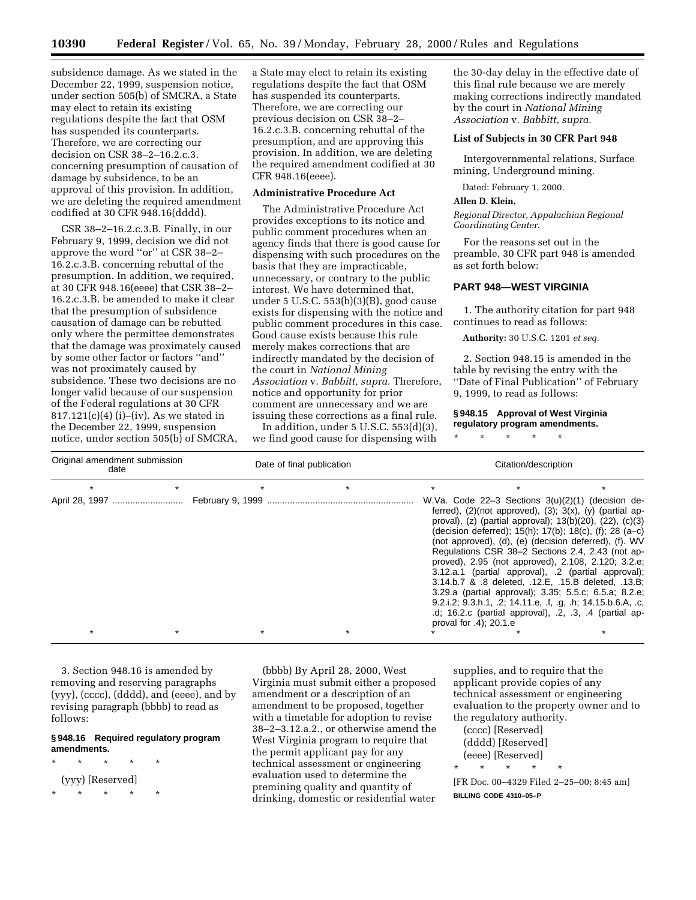subsidence damage. As we stated in the December 22, 1999, suspension notice, under section 505(b) of SMCRA, a State may elect to retain its existing regulations despite the fact that OSM has suspended its counterparts. Therefore, we are correcting our decision on CSR 38–2–16.2.c.3. concerning presumption of causation of damage by subsidence, to be an approval of this provision. In addition, we are deleting the required amendment codified at 30 CFR 948.16(dddd).

CSR 38–2–16.2.c.3.B. Finally, in our February 9, 1999, decision we did not approve the word ''or'' at CSR 38–2–16.2.c.3.B. concerning rebuttal of the presumption. In addition, we required, at 30 CFR 948.16(eeee) that CSR 38–2–16.2.c.3.B. be amended to make it clear that the presumption of subsidence causation of damage can be rebutted only where the permittee demonstrates that the damage was proximately caused by some other factor or factors ''and'' was not proximately caused by subsidence. These two decisions are no longer valid because of our suspension of the Federal regulations at 30 CFR 817.121(c)(4) (i)–(iv). As we stated in the December 22, 1999, suspension notice, under section 505(b) of SMCRA, a State may elect to retain its existing regulations despite the fact that OSM has suspended its counterparts. Therefore, we are correcting our previous decision on CSR 38–2–16.2.c.3.B. concerning rebuttal of the presumption, and are approving this provision. In addition, we are deleting the required amendment codified at 30 CFR 948.16(eeee).

**Administrative Procedure Act**

The Administrative Procedure Act provides exceptions to its notice and public comment procedures when an agency finds that there is good cause for dispensing with such procedures on the basis that they are impracticable, unnecessary, or contrary to the public interest. We have determined that, under 5 U.S.C. 553(b)(3)(B), good cause exists for dispensing with the notice and public comment procedures in this case. Good cause exists because this rule merely makes corrections that are indirectly mandated by the decision of the court in *National Mining Association* v. *Babbitt, supra.* Therefore, notice and opportunity for prior comment are unnecessary and we are issuing these corrections as a final rule.

In addition, under 5 U.S.C. 553(d)(3), we find good cause for dispensing with the 30-day delay in the effective date of this final rule because we are merely making corrections indirectly mandated by the court in *National Mining Association* v. *Babbitt, supra.*

**List of Subjects in 30 CFR Part 948**

Intergovernmental relations, Surface mining, Underground mining.

Dated: February 1, 2000.

**Allen D. Klein,**

*Regional Director, Appalachian Regional Coordinating Center.*

For the reasons set out in the preamble, 30 CFR part 948 is amended as set forth below:

## PART 948—WEST VIRGINIA

1. The authority citation for part 948 continues to read as follows:

**Authority:** 30 U.S.C. 1201 *et seq.*

2. Section 948.15 is amended in the table by revising the entry with the ''Date of Final Publication'' of February 9, 1999, to read as follows:

**§ 948.15 Approval of West Virginia regulatory program amendments.**

\* \* \* \* \*

| Original amendment submission date | Date of final publication | Citation/description |
|---|---|---|
| \* \* | \* \* | \* \* \* |
| April 28, 1997 | February 9, 1999 | W.Va. Code 22–3 Sections 3(u)(2)(1) (decision deferred), (2)(not approved), (3); 3(x), (y) (partial approval), (z) (partial approval); 13(b)(20), (22), (c)(3) (decision deferred); 15(h); 17(b); 18(c), (f); 28 (a–c) (not approved), (d), (e) (decision deferred), (f). WV Regulations CSR 38–2 Sections 2.4, 2.43 (not approved), 2.95 (not approved), 2.108, 2.120; 3.2.e; 3.12.a.1 (partial approval), .2 (partial approval); 3.14.b.7 & .8 deleted, .12.E, .15.B deleted, .13.B; 3.29.a (partial approval); 3.35; 5.5.c; 6.5.a; 8.2.e; 9.2.i.2; 9.3.h.1, .2; 14.11.e, .f, .g, .h; 14.15.b.6.A, .c, .d; 16.2.c (partial approval), .2, .3, .4 (partial approval for .4); 20.1.e |
| \* \* | \* \* | \* \* \* |

3. Section 948.16 is amended by removing and reserving paragraphs (yyy), (cccc), (dddd), and (eeee), and by revising paragraph (bbbb) to read as follows:

**§ 948.16 Required regulatory program amendments.**

\* \* \* \* \*

(yyy) [Reserved]

\* \* \* \* \*

(bbbb) By April 28, 2000, West Virginia must submit either a proposed amendment or a description of an amendment to be proposed, together with a timetable for adoption to revise 38–2–3.12.a.2., or otherwise amend the West Virginia program to require that the permit applicant pay for any technical assessment or engineering evaluation used to determine the premining quality and quantity of drinking, domestic or residential water supplies, and to require that the applicant provide copies of any technical assessment or engineering evaluation to the property owner and to the regulatory authority.

(cccc) [Reserved]

(dddd) [Reserved]

(eeee) [Reserved]

\* \* \* \* \*

[FR Doc. 00–4329 Filed 2–25–00; 8:45 am]

**BILLING CODE 4310–05–P**